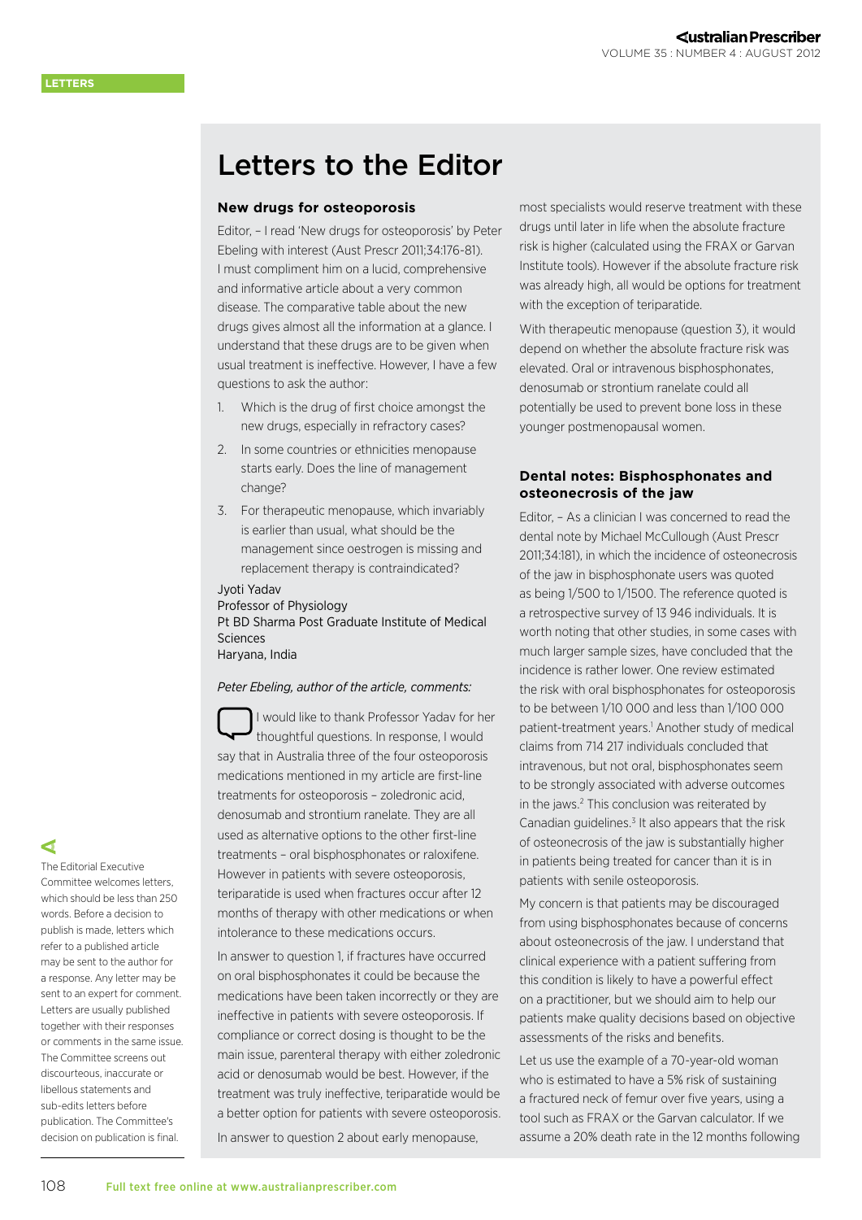LETTERS

# Letters to the Editor

### New drugs for osteoporosis

Editor, – I read 'New drugs for osteoporosis' by Peter Ebeling with interest (Aust Prescr 2011;34:176-81). I must compliment him on a lucid, comprehensive and informative article about a very common disease. The comparative table about the new drugs gives almost all the information at a glance. I understand that these drugs are to be given when usual treatment is ineffective. However, I have a few questions to ask the author:

1. Which is the drug of first choice amongst the new drugs, especially in refractory cases?
2. In some countries or ethnicities menopause starts early. Does the line of management change?
3. For therapeutic menopause, which invariably is earlier than usual, what should be the management since oestrogen is missing and replacement therapy is contraindicated?

Jyoti Yadav
Professor of Physiology
Pt BD Sharma Post Graduate Institute of Medical Sciences
Haryana, India

*Peter Ebeling, author of the article, comments:*

I would like to thank Professor Yadav for her thoughtful questions. In response, I would say that in Australia three of the four osteoporosis medications mentioned in my article are first-line treatments for osteoporosis – zoledronic acid, denosumab and strontium ranelate. They are all used as alternative options to the other first-line treatments – oral bisphosphonates or raloxifene. However in patients with severe osteoporosis, teriparatide is used when fractures occur after 12 months of therapy with other medications or when intolerance to these medications occurs.

In answer to question 1, if fractures have occurred on oral bisphosphonates it could be because the medications have been taken incorrectly or they are ineffective in patients with severe osteoporosis. If compliance or correct dosing is thought to be the main issue, parenteral therapy with either zoledronic acid or denosumab would be best. However, if the treatment was truly ineffective, teriparatide would be a better option for patients with severe osteoporosis.

In answer to question 2 about early menopause, most specialists would reserve treatment with these drugs until later in life when the absolute fracture risk is higher (calculated using the FRAX or Garvan Institute tools). However if the absolute fracture risk was already high, all would be options for treatment with the exception of teriparatide.

With therapeutic menopause (question 3), it would depend on whether the absolute fracture risk was elevated. Oral or intravenous bisphosphonates, denosumab or strontium ranelate could all potentially be used to prevent bone loss in these younger postmenopausal women.

### Dental notes: Bisphosphonates and osteonecrosis of the jaw

Editor, – As a clinician I was concerned to read the dental note by Michael McCullough (Aust Prescr 2011;34:181), in which the incidence of osteonecrosis of the jaw in bisphosphonate users was quoted as being 1/500 to 1/1500. The reference quoted is a retrospective survey of 13 946 individuals. It is worth noting that other studies, in some cases with much larger sample sizes, have concluded that the incidence is rather lower. One review estimated the risk with oral bisphosphonates for osteoporosis to be between 1/10 000 and less than 1/100 000 patient-treatment years.[1] Another study of medical claims from 714 217 individuals concluded that intravenous, but not oral, bisphosphonates seem to be strongly associated with adverse outcomes in the jaws.[2] This conclusion was reiterated by Canadian guidelines.[3] It also appears that the risk of osteonecrosis of the jaw is substantially higher in patients being treated for cancer than it is in patients with senile osteoporosis.

My concern is that patients may be discouraged from using bisphosphonates because of concerns about osteonecrosis of the jaw. I understand that clinical experience with a patient suffering from this condition is likely to have a powerful effect on a practitioner, but we should aim to help our patients make quality decisions based on objective assessments of the risks and benefits.

Let us use the example of a 70-year-old woman who is estimated to have a 5% risk of sustaining a fractured neck of femur over five years, using a tool such as FRAX or the Garvan calculator. If we assume a 20% death rate in the 12 months following

The Editorial Executive Committee welcomes letters, which should be less than 250 words. Before a decision to publish is made, letters which refer to a published article may be sent to the author for a response. Any letter may be sent to an expert for comment. Letters are usually published together with their responses or comments in the same issue. The Committee screens out discourteous, inaccurate or libellous statements and sub-edits letters before publication. The Committee's decision on publication is final.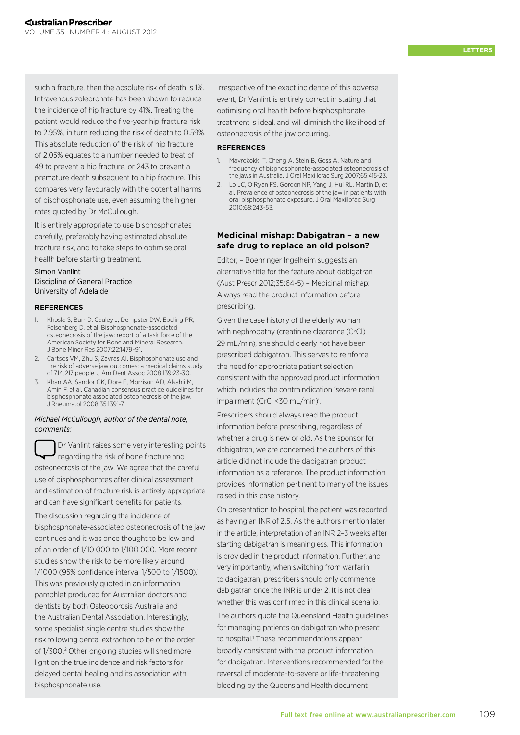such a fracture, then the absolute risk of death is 1%. Intravenous zoledronate has been shown to reduce the incidence of hip fracture by 41%. Treating the patient would reduce the five-year hip fracture risk to 2.95%, in turn reducing the risk of death to 0.59%. This absolute reduction of the risk of hip fracture of 2.05% equates to a number needed to treat of 49 to prevent a hip fracture, or 243 to prevent a premature death subsequent to a hip fracture. This compares very favourably with the potential harms of bisphosphonate use, even assuming the higher rates quoted by Dr McCullough.

It is entirely appropriate to use bisphosphonates carefully, preferably having estimated absolute fracture risk, and to take steps to optimise oral health before starting treatment.

Simon Vanlint
Discipline of General Practice
University of Adelaide

**REFERENCES**

1. Khosla S, Burr D, Cauley J, Dempster DW, Ebeling PR, Felsenberg D, et al. Bisphosphonate-associated osteonecrosis of the jaw: report of a task force of the American Society for Bone and Mineral Research. J Bone Miner Res 2007;22:1479-91.
2. Cartsos VM, Zhu S, Zavras AI. Bisphosphonate use and the risk of adverse jaw outcomes: a medical claims study of 714,217 people. J Am Dent Assoc 2008;139:23-30.
3. Khan AA, Sandor GK, Dore E, Morrison AD, Alsahli M, Amin F, et al. Canadian consensus practice guidelines for bisphosphonate associated osteonecrosis of the jaw. J Rheumatol 2008;35:1391-7.

*Michael McCullough, author of the dental note, comments:*

Dr Vanlint raises some very interesting points regarding the risk of bone fracture and osteonecrosis of the jaw. We agree that the careful use of bisphosphonates after clinical assessment and estimation of fracture risk is entirely appropriate and can have significant benefits for patients.

The discussion regarding the incidence of bisphosphonate-associated osteonecrosis of the jaw continues and it was once thought to be low and of an order of 1/10 000 to 1/100 000. More recent studies show the risk to be more likely around 1/1000 (95% confidence interval 1/500 to 1/1500).[1] This was previously quoted in an information pamphlet produced for Australian doctors and dentists by both Osteoporosis Australia and the Australian Dental Association. Interestingly, some specialist single centre studies show the risk following dental extraction to be of the order of 1/300.[2] Other ongoing studies will shed more light on the true incidence and risk factors for delayed dental healing and its association with bisphosphonate use.

Irrespective of the exact incidence of this adverse event, Dr Vanlint is entirely correct in stating that optimising oral health before bisphosphonate treatment is ideal, and will diminish the likelihood of osteonecrosis of the jaw occurring.

**REFERENCES**

1. Mavrokokki T, Cheng A, Stein B, Goss A. Nature and frequency of bisphosphonate-associated osteonecrosis of the jaws in Australia. J Oral Maxillofac Surg 2007;65:415-23.
2. Lo JC, O'Ryan FS, Gordon NP, Yang J, Hui RL, Martin D, et al. Prevalence of osteonecrosis of the jaw in patients with oral bisphosphonate exposure. J Oral Maxillofac Surg 2010;68:243-53.

### Medicinal mishap: Dabigatran – a new safe drug to replace an old poison?

Editor, – Boehringer Ingelheim suggests an alternative title for the feature about dabigatran (Aust Prescr 2012;35:64-5) – Medicinal mishap: Always read the product information before prescribing.

Given the case history of the elderly woman with nephropathy (creatinine clearance (CrCl) 29 mL/min), she should clearly not have been prescribed dabigatran. This serves to reinforce the need for appropriate patient selection consistent with the approved product information which includes the contraindication 'severe renal impairment (CrCl <30 mL/min)'.

Prescribers should always read the product information before prescribing, regardless of whether a drug is new or old. As the sponsor for dabigatran, we are concerned the authors of this article did not include the dabigatran product information as a reference. The product information provides information pertinent to many of the issues raised in this case history.

On presentation to hospital, the patient was reported as having an INR of 2.5. As the authors mention later in the article, interpretation of an INR 2–3 weeks after starting dabigatran is meaningless. This information is provided in the product information. Further, and very importantly, when switching from warfarin to dabigatran, prescribers should only commence dabigatran once the INR is under 2. It is not clear whether this was confirmed in this clinical scenario.

The authors quote the Queensland Health guidelines for managing patients on dabigatran who present to hospital.[1] These recommendations appear broadly consistent with the product information for dabigatran. Interventions recommended for the reversal of moderate-to-severe or life-threatening bleeding by the Queensland Health document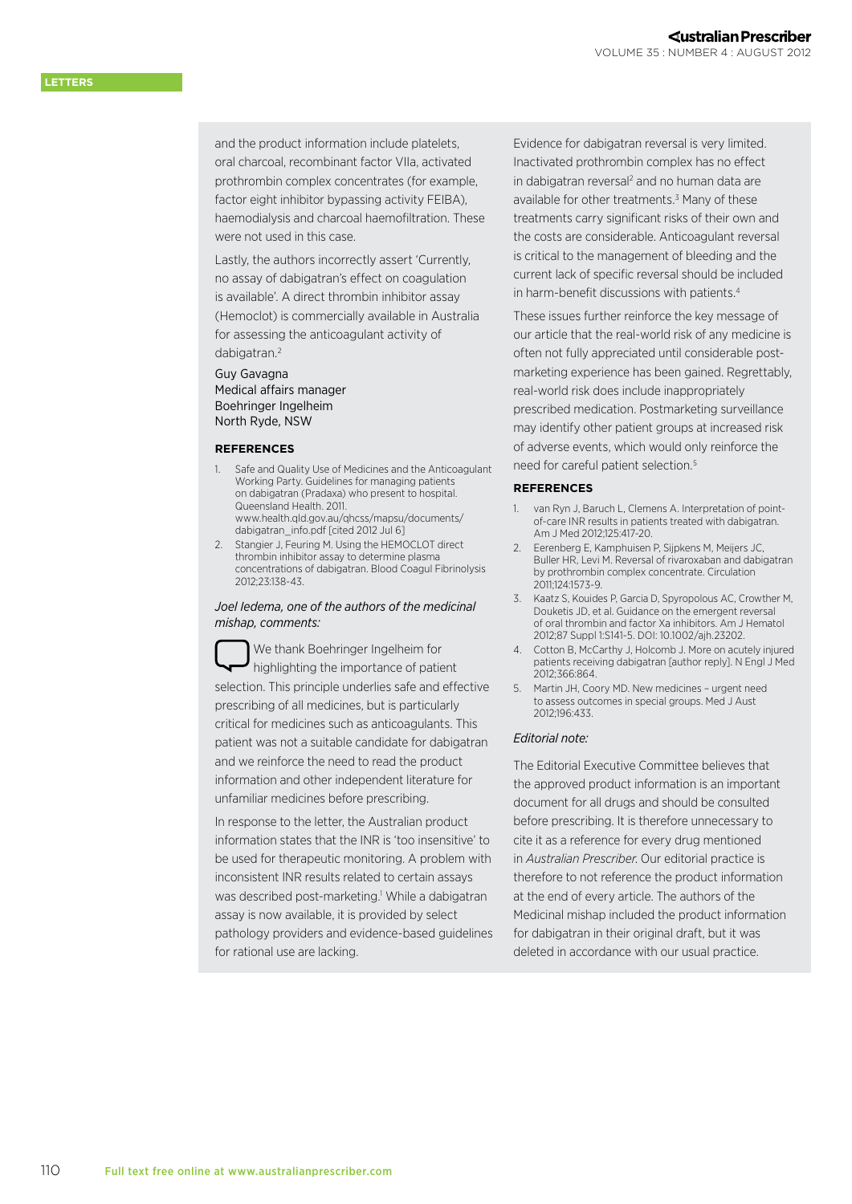and the product information include platelets, oral charcoal, recombinant factor VIIa, activated prothrombin complex concentrates (for example, factor eight inhibitor bypassing activity FEIBA), haemodialysis and charcoal haemofiltration. These were not used in this case.

Lastly, the authors incorrectly assert 'Currently, no assay of dabigatran's effect on coagulation is available'. A direct thrombin inhibitor assay (Hemoclot) is commercially available in Australia for assessing the anticoagulant activity of dabigatran.[2]

Guy Gavagna
Medical affairs manager
Boehringer Ingelheim
North Ryde, NSW

#### REFERENCES

1. Safe and Quality Use of Medicines and the Anticoagulant Working Party. Guidelines for managing patients on dabigatran (Pradaxa) who present to hospital. Queensland Health. 2011. www.health.qld.gov.au/qhcss/mapsu/documents/dabigatran_info.pdf [cited 2012 Jul 6]
2. Stangier J, Feuring M. Using the HEMOCLOT direct thrombin inhibitor assay to determine plasma concentrations of dabigatran. Blood Coagul Fibrinolysis 2012;23:138-43.

*Joel Iedema, one of the authors of the medicinal mishap, comments:*

We thank Boehringer Ingelheim for highlighting the importance of patient selection. This principle underlies safe and effective prescribing of all medicines, but is particularly critical for medicines such as anticoagulants. This patient was not a suitable candidate for dabigatran and we reinforce the need to read the product information and other independent literature for unfamiliar medicines before prescribing.

In response to the letter, the Australian product information states that the INR is 'too insensitive' to be used for therapeutic monitoring. A problem with inconsistent INR results related to certain assays was described post-marketing.[1] While a dabigatran assay is now available, it is provided by select pathology providers and evidence-based guidelines for rational use are lacking.

Evidence for dabigatran reversal is very limited. Inactivated prothrombin complex has no effect in dabigatran reversal[2] and no human data are available for other treatments.[3] Many of these treatments carry significant risks of their own and the costs are considerable. Anticoagulant reversal is critical to the management of bleeding and the current lack of specific reversal should be included in harm-benefit discussions with patients.[4]

These issues further reinforce the key message of our article that the real-world risk of any medicine is often not fully appreciated until considerable post-marketing experience has been gained. Regrettably, real-world risk does include inappropriately prescribed medication. Postmarketing surveillance may identify other patient groups at increased risk of adverse events, which would only reinforce the need for careful patient selection.[5]

#### REFERENCES

1. van Ryn J, Baruch L, Clemens A. Interpretation of point-of-care INR results in patients treated with dabigatran. Am J Med 2012;125:417-20.
2. Eerenberg E, Kamphuisen P, Sijpkens M, Meijers JC, Buller HR, Levi M. Reversal of rivaroxaban and dabigatran by prothrombin complex concentrate. Circulation 2011;124:1573-9.
3. Kaatz S, Kouides P, Garcia D, Spyropolous AC, Crowther M, Douketis JD, et al. Guidance on the emergent reversal of oral thrombin and factor Xa inhibitors. Am J Hematol 2012;87 Suppl 1:S141-5. DOI: 10.1002/ajh.23202.
4. Cotton B, McCarthy J, Holcomb J. More on acutely injured patients receiving dabigatran [author reply]. N Engl J Med 2012;366:864.
5. Martin JH, Coory MD. New medicines – urgent need to assess outcomes in special groups. Med J Aust 2012;196:433.

*Editorial note:*

The Editorial Executive Committee believes that the approved product information is an important document for all drugs and should be consulted before prescribing. It is therefore unnecessary to cite it as a reference for every drug mentioned in *Australian Prescriber*. Our editorial practice is therefore to not reference the product information at the end of every article. The authors of the Medicinal mishap included the product information for dabigatran in their original draft, but it was deleted in accordance with our usual practice.